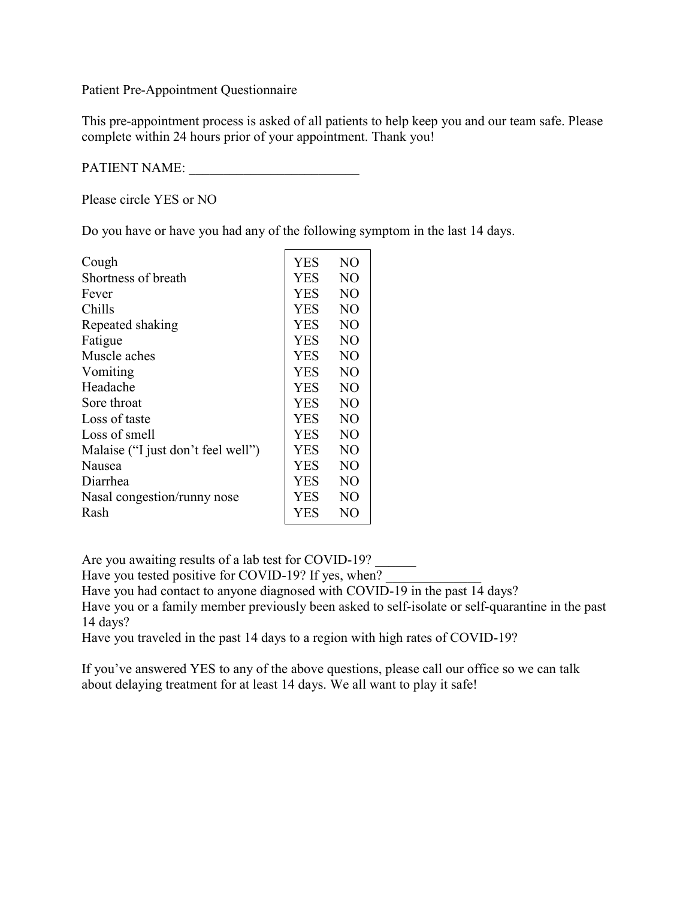Patient Pre-Appointment Questionnaire

This pre-appointment process is asked of all patients to help keep you and our team safe. Please complete within 24 hours prior of your appointment. Thank you!

PATIENT NAME: ________________________

Please circle YES or NO

Do you have or have you had any of the following symptom in the last 14 days.

| | | |
|---|---|---|
| Cough | YES | NO |
| Shortness of breath | YES | NO |
| Fever | YES | NO |
| Chills | YES | NO |
| Repeated shaking | YES | NO |
| Fatigue | YES | NO |
| Muscle aches | YES | NO |
| Vomiting | YES | NO |
| Headache | YES | NO |
| Sore throat | YES | NO |
| Loss of taste | YES | NO |
| Loss of smell | YES | NO |
| Malaise ("I just don't feel well") | YES | NO |
| Nausea | YES | NO |
| Diarrhea | YES | NO |
| Nasal congestion/runny nose | YES | NO |
| Rash | YES | NO |

Are you awaiting results of a lab test for COVID-19? ______
Have you tested positive for COVID-19? If yes, when? ______________
Have you had contact to anyone diagnosed with COVID-19 in the past 14 days?
Have you or a family member previously been asked to self-isolate or self-quarantine in the past 14 days?
Have you traveled in the past 14 days to a region with high rates of COVID-19?

If you've answered YES to any of the above questions, please call our office so we can talk about delaying treatment for at least 14 days. We all want to play it safe!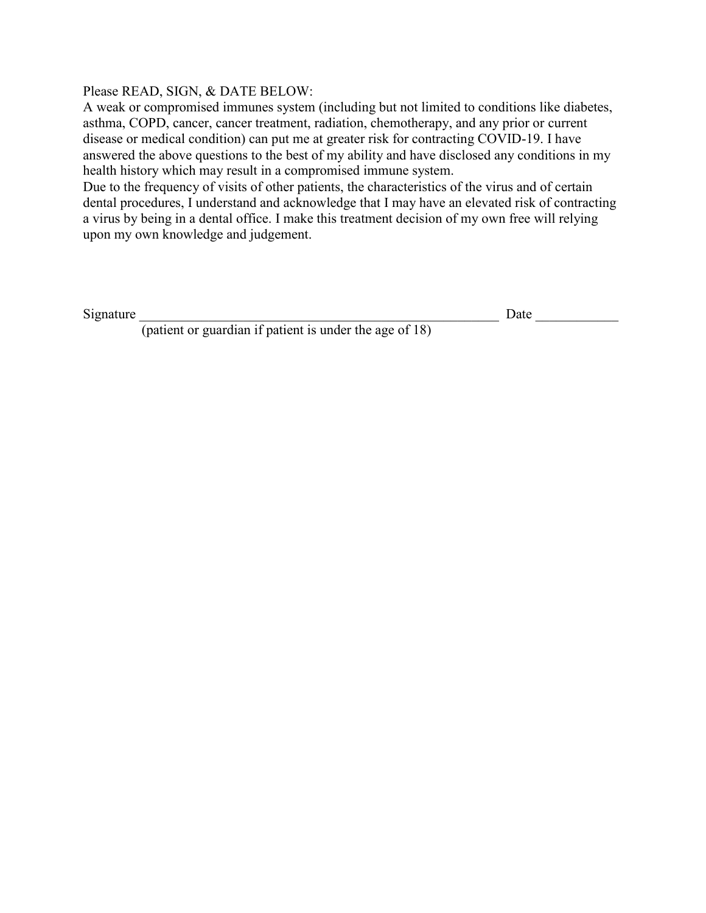Please READ, SIGN, & DATE BELOW:

A weak or compromised immunes system (including but not limited to conditions like diabetes, asthma, COPD, cancer, cancer treatment, radiation, chemotherapy, and any prior or current disease or medical condition) can put me at greater risk for contracting COVID-19. I have answered the above questions to the best of my ability and have disclosed any conditions in my health history which may result in a compromised immune system.

Due to the frequency of visits of other patients, the characteristics of the virus and of certain dental procedures, I understand and acknowledge that I may have an elevated risk of contracting a virus by being in a dental office. I make this treatment decision of my own free will relying upon my own knowledge and judgement.

Signature ______________________________________________________ Date ____________

(patient or guardian if patient is under the age of 18)